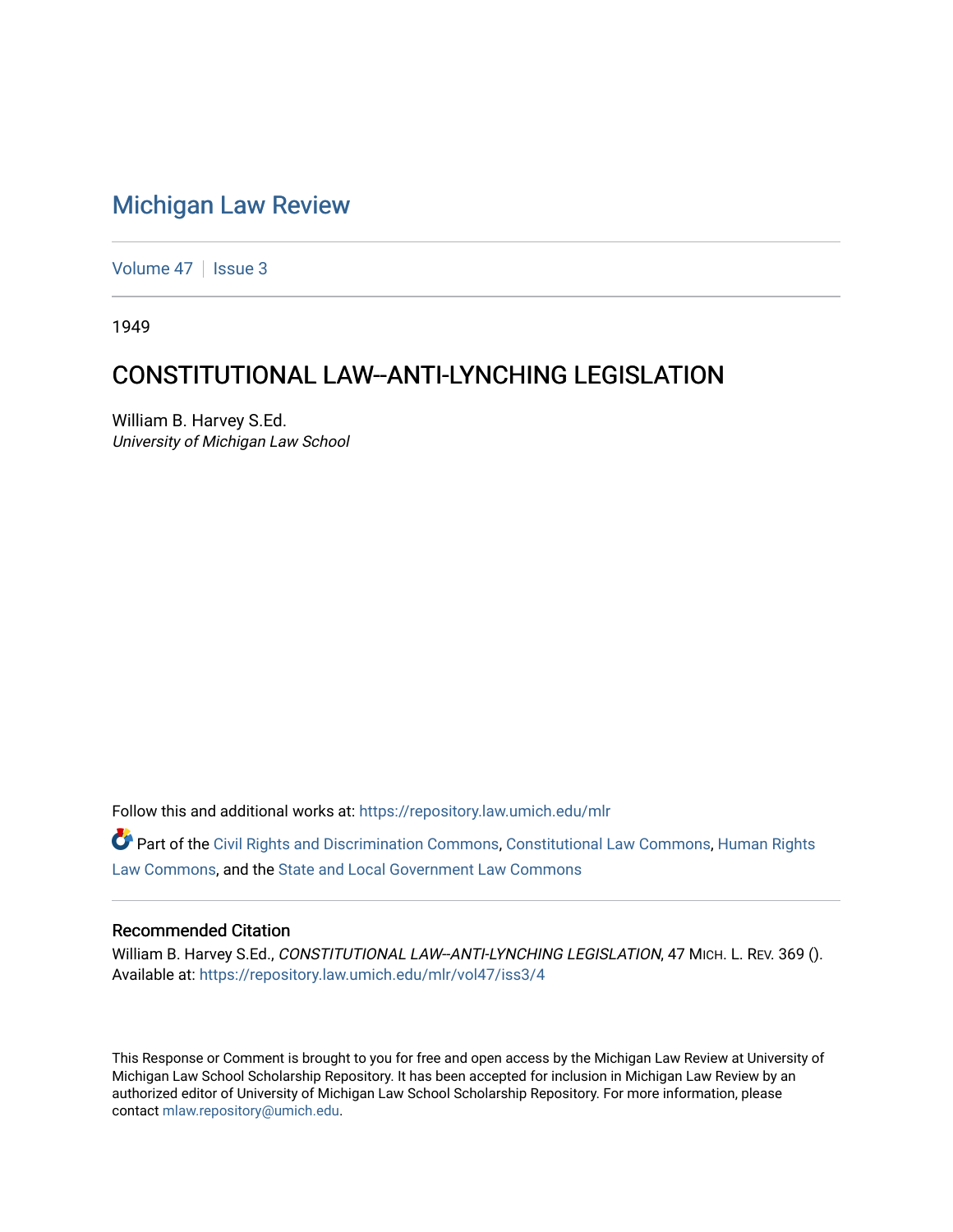# Michigan Law Review

Volume 47 | Issue 3

1949

## CONSTITUTIONAL LAW--ANTI-LYNCHING LEGISLATION

William B. Harvey S.Ed.
*University of Michigan Law School*

Follow this and additional works at: https://repository.law.umich.edu/mlr

Part of the Civil Rights and Discrimination Commons, Constitutional Law Commons, Human Rights Law Commons, and the State and Local Government Law Commons

### Recommended Citation

William B. Harvey S.Ed., *CONSTITUTIONAL LAW--ANTI-LYNCHING LEGISLATION*, 47 MICH. L. REV. 369 ().
Available at: https://repository.law.umich.edu/mlr/vol47/iss3/4

This Response or Comment is brought to you for free and open access by the Michigan Law Review at University of Michigan Law School Scholarship Repository. It has been accepted for inclusion in Michigan Law Review by an authorized editor of University of Michigan Law School Scholarship Repository. For more information, please contact mlaw.repository@umich.edu.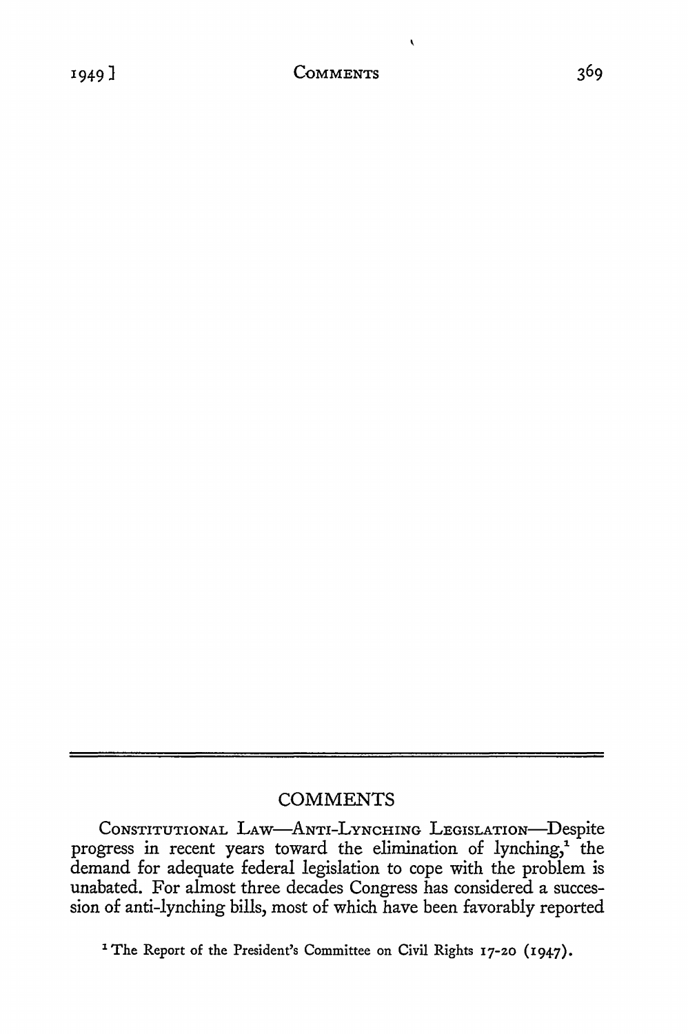## COMMENTS

CONSTITUTIONAL LAW—ANTI-LYNCHING LEGISLATION—Despite progress in recent years toward the elimination of lynching,[1] the demand for adequate federal legislation to cope with the problem is unabated. For almost three decades Congress has considered a succession of anti-lynching bills, most of which have been favorably reported

[1] The Report of the President's Committee on Civil Rights 17-20 (1947).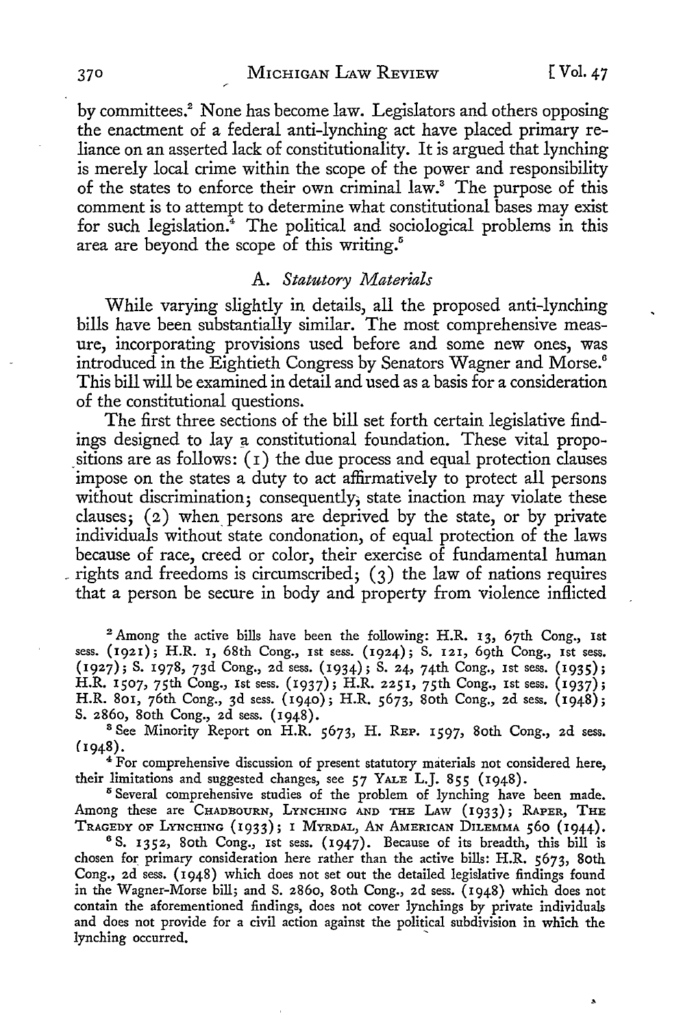by committees.[2] None has become law. Legislators and others opposing the enactment of a federal anti-lynching act have placed primary reliance on an asserted lack of constitutionality. It is argued that lynching is merely local crime within the scope of the power and responsibility of the states to enforce their own criminal law.[3] The purpose of this comment is to attempt to determine what constitutional bases may exist for such legislation.[4] The political and sociological problems in this area are beyond the scope of this writing.[5]

### A. *Statutory Materials*

While varying slightly in details, all the proposed anti-lynching bills have been substantially similar. The most comprehensive measure, incorporating provisions used before and some new ones, was introduced in the Eightieth Congress by Senators Wagner and Morse.[6] This bill will be examined in detail and used as a basis for a consideration of the constitutional questions.

The first three sections of the bill set forth certain legislative findings designed to lay a constitutional foundation. These vital propositions are as follows: (1) the due process and equal protection clauses impose on the states a duty to act affirmatively to protect all persons without discrimination; consequently, state inaction may violate these clauses; (2) when persons are deprived by the state, or by private individuals without state condonation, of equal protection of the laws because of race, creed or color, their exercise of fundamental human rights and freedoms is circumscribed; (3) the law of nations requires that a person be secure in body and property from violence inflicted

---

[2] Among the active bills have been the following: H.R. 13, 67th Cong., 1st sess. (1921); H.R. 1, 68th Cong., 1st sess. (1924); S. 121, 69th Cong., 1st sess. (1927); S. 1978, 73d Cong., 2d sess. (1934); S. 24, 74th Cong., 1st sess. (1935); H.R. 1507, 75th Cong., 1st sess. (1937); H.R. 2251, 75th Cong., 1st sess. (1937); H.R. 801, 76th Cong., 3d sess. (1940); H.R. 5673, 80th Cong., 2d sess. (1948); S. 2860, 80th Cong., 2d sess. (1948).

[3] See Minority Report on H.R. 5673, H. REP. 1597, 80th Cong., 2d sess. (1948).

[4] For comprehensive discussion of present statutory materials not considered here, their limitations and suggested changes, see 57 YALE L.J. 855 (1948).

[5] Several comprehensive studies of the problem of lynching have been made. Among these are CHADBOURN, LYNCHING AND THE LAW (1933); RAPER, THE TRAGEDY OF LYNCHING (1933); 1 MYRDAL, AN AMERICAN DILEMMA 560 (1944).

[6] S. 1352, 80th Cong., 1st sess. (1947). Because of its breadth, this bill is chosen for primary consideration here rather than the active bills: H.R. 5673, 80th Cong., 2d sess. (1948) which does not set out the detailed legislative findings found in the Wagner-Morse bill; and S. 2860, 80th Cong., 2d sess. (1948) which does not contain the aforementioned findings, does not cover lynchings by private individuals and does not provide for a civil action against the political subdivision in which the lynching occurred.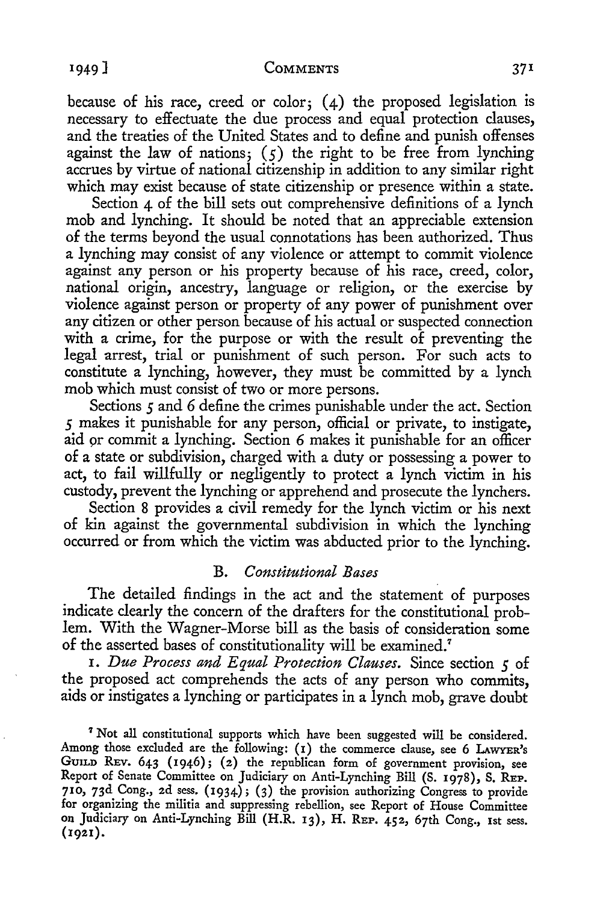because of his race, creed or color; (4) the proposed legislation is necessary to effectuate the due process and equal protection clauses, and the treaties of the United States and to define and punish offenses against the law of nations; (5) the right to be free from lynching accrues by virtue of national citizenship in addition to any similar right which may exist because of state citizenship or presence within a state.

Section 4 of the bill sets out comprehensive definitions of a lynch mob and lynching. It should be noted that an appreciable extension of the terms beyond the usual connotations has been authorized. Thus a lynching may consist of any violence or attempt to commit violence against any person or his property because of his race, creed, color, national origin, ancestry, language or religion, or the exercise by violence against person or property of any power of punishment over any citizen or other person because of his actual or suspected connection with a crime, for the purpose or with the result of preventing the legal arrest, trial or punishment of such person. For such acts to constitute a lynching, however, they must be committed by a lynch mob which must consist of two or more persons.

Sections 5 and 6 define the crimes punishable under the act. Section 5 makes it punishable for any person, official or private, to instigate, aid or commit a lynching. Section 6 makes it punishable for an officer of a state or subdivision, charged with a duty or possessing a power to act, to fail willfully or negligently to protect a lynch victim in his custody, prevent the lynching or apprehend and prosecute the lynchers.

Section 8 provides a civil remedy for the lynch victim or his next of kin against the governmental subdivision in which the lynching occurred or from which the victim was abducted prior to the lynching.

### B. *Constitutional Bases*

The detailed findings in the act and the statement of purposes indicate clearly the concern of the drafters for the constitutional problem. With the Wagner-Morse bill as the basis of consideration some of the asserted bases of constitutionality will be examined.[7]

1. *Due Process and Equal Protection Clauses.* Since section 5 of the proposed act comprehends the acts of any person who commits, aids or instigates a lynching or participates in a lynch mob, grave doubt

[7] Not all constitutional supports which have been suggested will be considered. Among those excluded are the following: (1) the commerce clause, see 6 LAWYER'S GUILD REV. 643 (1946); (2) the republican form of government provision, see Report of Senate Committee on Judiciary on Anti-Lynching Bill (S. 1978), S. REP. 710, 73d Cong., 2d sess. (1934); (3) the provision authorizing Congress to provide for organizing the militia and suppressing rebellion, see Report of House Committee on Judiciary on Anti-Lynching Bill (H.R. 13), H. REP. 452, 67th Cong., 1st sess. (1921).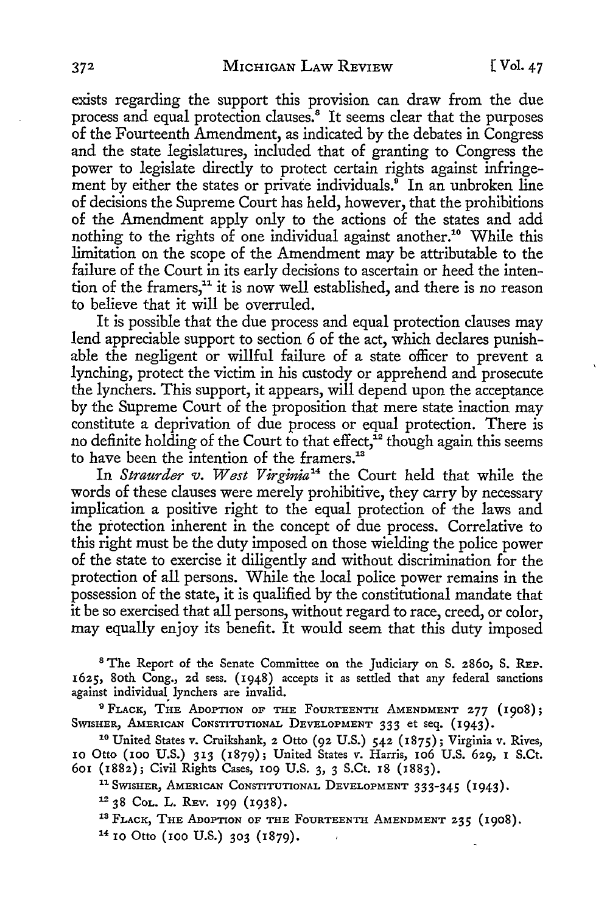exists regarding the support this provision can draw from the due process and equal protection clauses.[8] It seems clear that the purposes of the Fourteenth Amendment, as indicated by the debates in Congress and the state legislatures, included that of granting to Congress the power to legislate directly to protect certain rights against infringement by either the states or private individuals.[9] In an unbroken line of decisions the Supreme Court has held, however, that the prohibitions of the Amendment apply only to the actions of the states and add nothing to the rights of one individual against another.[10] While this limitation on the scope of the Amendment may be attributable to the failure of the Court in its early decisions to ascertain or heed the intention of the framers,[11] it is now well established, and there is no reason to believe that it will be overruled.

It is possible that the due process and equal protection clauses may lend appreciable support to section 6 of the act, which declares punishable the negligent or willful failure of a state officer to prevent a lynching, protect the victim in his custody or apprehend and prosecute the lynchers. This support, it appears, will depend upon the acceptance by the Supreme Court of the proposition that mere state inaction may constitute a deprivation of due process or equal protection. There is no definite holding of the Court to that effect,[12] though again this seems to have been the intention of the framers.[13]

In *Straurder v. West Virginia*[14] the Court held that while the words of these clauses were merely prohibitive, they carry by necessary implication a positive right to the equal protection of the laws and the protection inherent in the concept of due process. Correlative to this right must be the duty imposed on those wielding the police power of the state to exercise it diligently and without discrimination for the protection of all persons. While the local police power remains in the possession of the state, it is qualified by the constitutional mandate that it be so exercised that all persons, without regard to race, creed, or color, may equally enjoy its benefit. It would seem that this duty imposed

[8] The Report of the Senate Committee on the Judiciary on S. 2860, S. Rep. 1625, 80th Cong., 2d sess. (1948) accepts it as settled that any federal sanctions against individual lynchers are invalid.

[9] Flack, The Adoption of the Fourteenth Amendment 277 (1908); Swisher, American Constitutional Development 333 et seq. (1943).

[10] United States v. Cruikshank, 2 Otto (92 U.S.) 542 (1875); Virginia v. Rives, 10 Otto (100 U.S.) 313 (1879); United States v. Harris, 106 U.S. 629, 1 S.Ct. 601 (1882); Civil Rights Cases, 109 U.S. 3, 3 S.Ct. 18 (1883).

[11] Swisher, American Constitutional Development 333-345 (1943).

[12] 38 Col. L. Rev. 199 (1938).

[13] Flack, The Adoption of the Fourteenth Amendment 235 (1908).

[14] 10 Otto (100 U.S.) 303 (1879).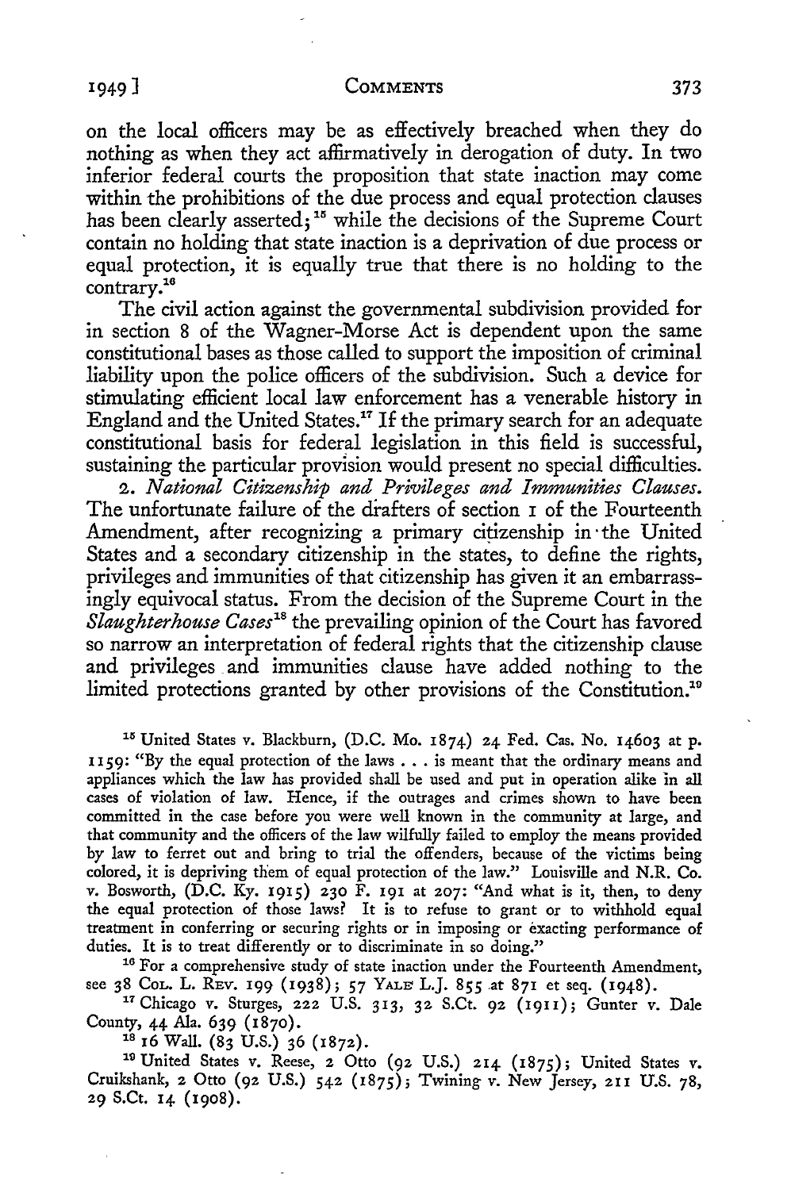on the local officers may be as effectively breached when they do nothing as when they act affirmatively in derogation of duty. In two inferior federal courts the proposition that state inaction may come within the prohibitions of the due process and equal protection clauses has been clearly asserted;[15] while the decisions of the Supreme Court contain no holding that state inaction is a deprivation of due process or equal protection, it is equally true that there is no holding to the contrary.[16]

The civil action against the governmental subdivision provided for in section 8 of the Wagner-Morse Act is dependent upon the same constitutional bases as those called to support the imposition of criminal liability upon the police officers of the subdivision. Such a device for stimulating efficient local law enforcement has a venerable history in England and the United States.[17] If the primary search for an adequate constitutional basis for federal legislation in this field is successful, sustaining the particular provision would present no special difficulties.

2. *National Citizenship and Privileges and Immunities Clauses.* The unfortunate failure of the drafters of section 1 of the Fourteenth Amendment, after recognizing a primary citizenship in the United States and a secondary citizenship in the states, to define the rights, privileges and immunities of that citizenship has given it an embarrassingly equivocal status. From the decision of the Supreme Court in the *Slaughterhouse Cases*[18] the prevailing opinion of the Court has favored so narrow an interpretation of federal rights that the citizenship clause and privileges and immunities clause have added nothing to the limited protections granted by other provisions of the Constitution.[19]

---

[15] United States v. Blackburn, (D.C. Mo. 1874) 24 Fed. Cas. No. 14603 at p. 1159: "By the equal protection of the laws . . . is meant that the ordinary means and appliances which the law has provided shall be used and put in operation alike in all cases of violation of law. Hence, if the outrages and crimes shown to have been committed in the case before you were well known in the community at large, and that community and the officers of the law wilfully failed to employ the means provided by law to ferret out and bring to trial the offenders, because of the victims being colored, it is depriving them of equal protection of the law." Louisville and N.R. Co. v. Bosworth, (D.C. Ky. 1915) 230 F. 191 at 207: "And what is it, then, to deny the equal protection of those laws? It is to refuse to grant or to withhold equal treatment in conferring or securing rights or in imposing or exacting performance of duties. It is to treat differently or to discriminate in so doing."

[16] For a comprehensive study of state inaction under the Fourteenth Amendment, see 38 COL. L. REV. 199 (1938); 57 YALE L.J. 855 at 871 et seq. (1948).

[17] Chicago v. Sturges, 222 U.S. 313, 32 S.Ct. 92 (1911); Gunter v. Dale County, 44 Ala. 639 (1870).

[18] 16 Wall. (83 U.S.) 36 (1872).

[19] United States v. Reese, 2 Otto (92 U.S.) 214 (1875); United States v. Cruikshank, 2 Otto (92 U.S.) 542 (1875); Twining v. New Jersey, 211 U.S. 78, 29 S.Ct. 14 (1908).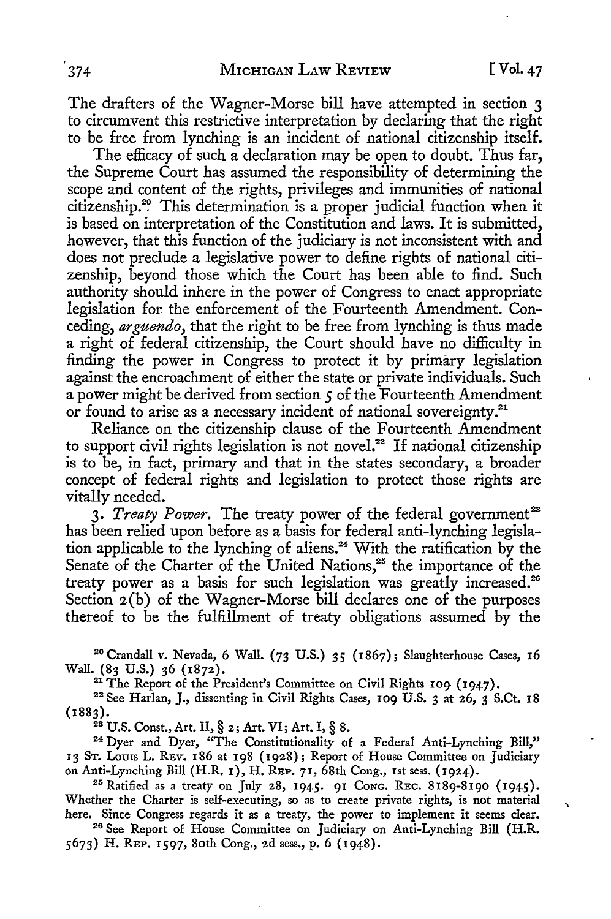The drafters of the Wagner-Morse bill have attempted in section 3 to circumvent this restrictive interpretation by declaring that the right to be free from lynching is an incident of national citizenship itself.

The efficacy of such a declaration may be open to doubt. Thus far, the Supreme Court has assumed the responsibility of determining the scope and content of the rights, privileges and immunities of national citizenship.[20] This determination is a proper judicial function when it is based on interpretation of the Constitution and laws. It is submitted, however, that this function of the judiciary is not inconsistent with and does not preclude a legislative power to define rights of national citizenship, beyond those which the Court has been able to find. Such authority should inhere in the power of Congress to enact appropriate legislation for the enforcement of the Fourteenth Amendment. Conceding, *arguendo*, that the right to be free from lynching is thus made a right of federal citizenship, the Court should have no difficulty in finding the power in Congress to protect it by primary legislation against the encroachment of either the state or private individuals. Such a power might be derived from section 5 of the Fourteenth Amendment or found to arise as a necessary incident of national sovereignty.[21]

Reliance on the citizenship clause of the Fourteenth Amendment to support civil rights legislation is not novel.[22] If national citizenship is to be, in fact, primary and that in the states secondary, a broader concept of federal rights and legislation to protect those rights are vitally needed.

3. *Treaty Power.* The treaty power of the federal government[23] has been relied upon before as a basis for federal anti-lynching legislation applicable to the lynching of aliens.[24] With the ratification by the Senate of the Charter of the United Nations,[25] the importance of the treaty power as a basis for such legislation was greatly increased.[26] Section 2(b) of the Wagner-Morse bill declares one of the purposes thereof to be the fulfillment of treaty obligations assumed by the

---

[20] Crandall v. Nevada, 6 Wall. (73 U.S.) 35 (1867); Slaughterhouse Cases, 16 Wall. (83 U.S.) 36 (1872).

[21] The Report of the President's Committee on Civil Rights 109 (1947).

[22] See Harlan, J., dissenting in Civil Rights Cases, 109 U.S. 3 at 26, 3 S.Ct. 18 (1883).

[23] U.S. Const., Art. II, § 2; Art. VI; Art. I, § 8.

[24] Dyer and Dyer, "The Constitutionality of a Federal Anti-Lynching Bill," 13 St. Louis L. Rev. 186 at 198 (1928); Report of House Committee on Judiciary on Anti-Lynching Bill (H.R. 1), H. Rep. 71, 68th Cong., 1st sess. (1924).

[25] Ratified as a treaty on July 28, 1945. 91 Cong. Rec. 8189-8190 (1945). Whether the Charter is self-executing, so as to create private rights, is not material here. Since Congress regards it as a treaty, the power to implement it seems clear.

[26] See Report of House Committee on Judiciary on Anti-Lynching Bill (H.R. 5673) H. Rep. 1597, 80th Cong., 2d sess., p. 6 (1948).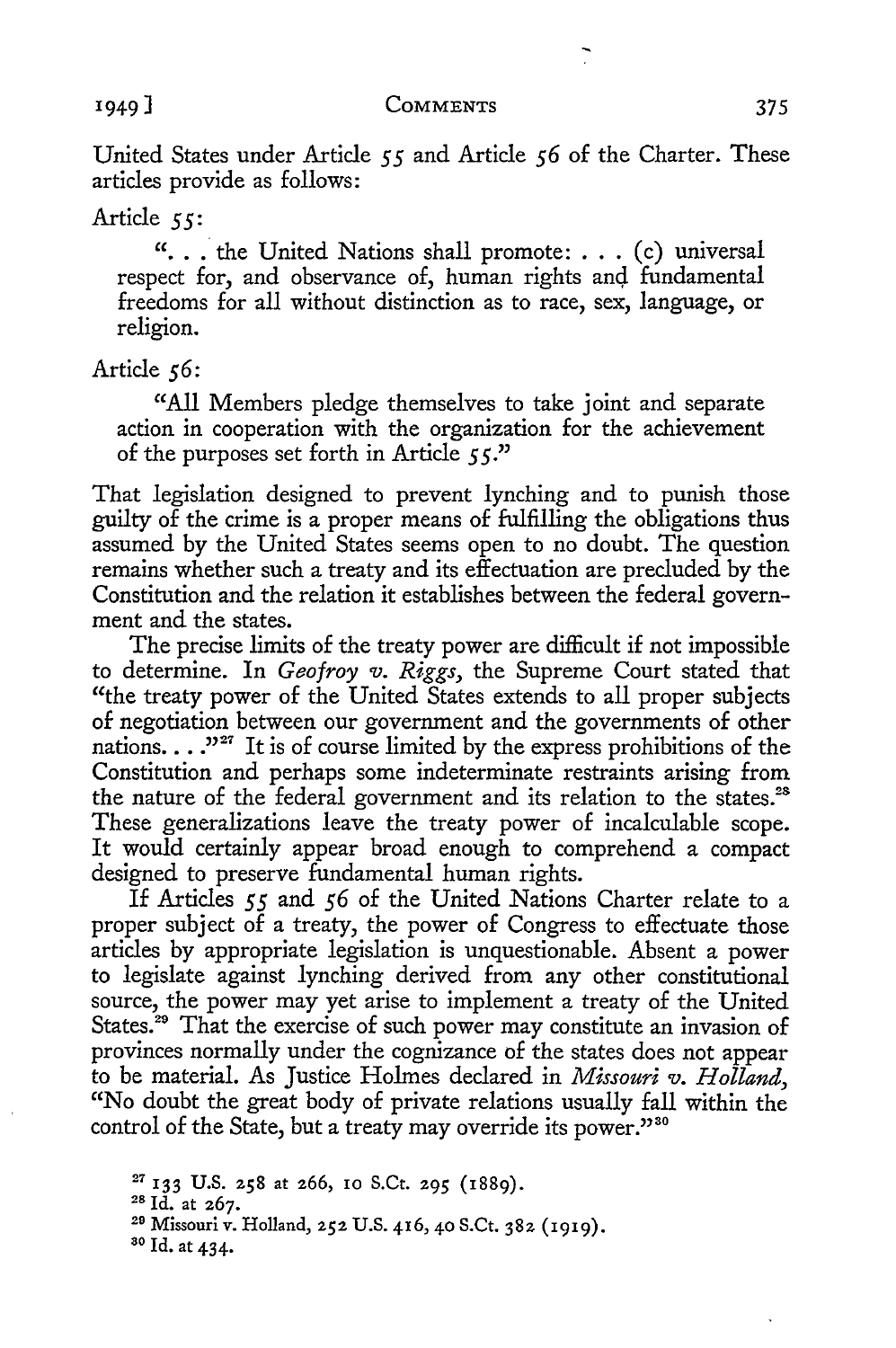United States under Article 55 and Article 56 of the Charter. These articles provide as follows:

Article 55:

> ". . . the United Nations shall promote: . . . (c) universal respect for, and observance of, human rights and fundamental freedoms for all without distinction as to race, sex, language, or religion.

Article 56:

> "All Members pledge themselves to take joint and separate action in cooperation with the organization for the achievement of the purposes set forth in Article 55."

That legislation designed to prevent lynching and to punish those guilty of the crime is a proper means of fulfilling the obligations thus assumed by the United States seems open to no doubt. The question remains whether such a treaty and its effectuation are precluded by the Constitution and the relation it establishes between the federal government and the states.

The precise limits of the treaty power are difficult if not impossible to determine. In *Geofroy v. Riggs,* the Supreme Court stated that "the treaty power of the United States extends to all proper subjects of negotiation between our government and the governments of other nations. . . ."[27] It is of course limited by the express prohibitions of the Constitution and perhaps some indeterminate restraints arising from the nature of the federal government and its relation to the states.[28] These generalizations leave the treaty power of incalculable scope. It would certainly appear broad enough to comprehend a compact designed to preserve fundamental human rights.

If Articles 55 and 56 of the United Nations Charter relate to a proper subject of a treaty, the power of Congress to effectuate those articles by appropriate legislation is unquestionable. Absent a power to legislate against lynching derived from any other constitutional source, the power may yet arise to implement a treaty of the United States.[29] That the exercise of such power may constitute an invasion of provinces normally under the cognizance of the states does not appear to be material. As Justice Holmes declared in *Missouri v. Holland,* "No doubt the great body of private relations usually fall within the control of the State, but a treaty may override its power."[30]

---

[27] 133 U.S. 258 at 266, 10 S.Ct. 295 (1889).

[28] Id. at 267.

[29] Missouri v. Holland, 252 U.S. 416, 40 S.Ct. 382 (1919).

[30] Id. at 434.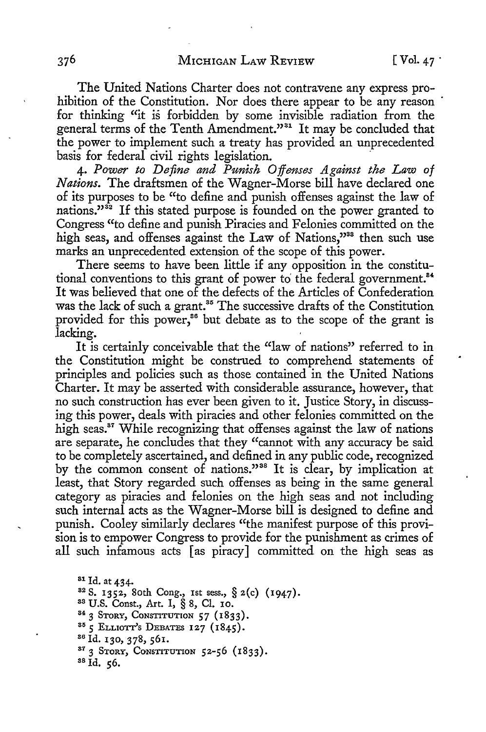The United Nations Charter does not contravene any express prohibition of the Constitution. Nor does there appear to be any reason for thinking "it is forbidden by some invisible radiation from the general terms of the Tenth Amendment."[31] It may be concluded that the power to implement such a treaty has provided an unprecedented basis for federal civil rights legislation.

4. *Power to Define and Punish Offenses Against the Law of Nations.* The draftsmen of the Wagner-Morse bill have declared one of its purposes to be "to define and punish offenses against the law of nations."[32] If this stated purpose is founded on the power granted to Congress "to define and punish Piracies and Felonies committed on the high seas, and offenses against the Law of Nations,"[33] then such use marks an unprecedented extension of the scope of this power.

There seems to have been little if any opposition in the constitutional conventions to this grant of power to the federal government.[34] It was believed that one of the defects of the Articles of Confederation was the lack of such a grant.[35] The successive drafts of the Constitution provided for this power,[36] but debate as to the scope of the grant is lacking.

It is certainly conceivable that the "law of nations" referred to in the Constitution might be construed to comprehend statements of principles and policies such as those contained in the United Nations Charter. It may be asserted with considerable assurance, however, that no such construction has ever been given to it. Justice Story, in discussing this power, deals with piracies and other felonies committed on the high seas.[37] While recognizing that offenses against the law of nations are separate, he concludes that they "cannot with any accuracy be said to be completely ascertained, and defined in any public code, recognized by the common consent of nations."[38] It is clear, by implication at least, that Story regarded such offenses as being in the same general category as piracies and felonies on the high seas and not including such internal acts as the Wagner-Morse bill is designed to define and punish. Cooley similarly declares "the manifest purpose of this provision is to empower Congress to provide for the punishment as crimes of all such infamous acts [as piracy] committed on the high seas as

[31] Id. at 434.

[32] S. 1352, 80th Cong., 1st sess., § 2(c) (1947).

[33] U.S. Const., Art. I, § 8, Cl. 10.

[34] 3 Story, Constitution 57 (1833).

[35] 5 Elliott's Debates 127 (1845).

[36] Id. 130, 378, 561.

[37] 3 Story, Constitution 52-56 (1833).

[38] Id. 56.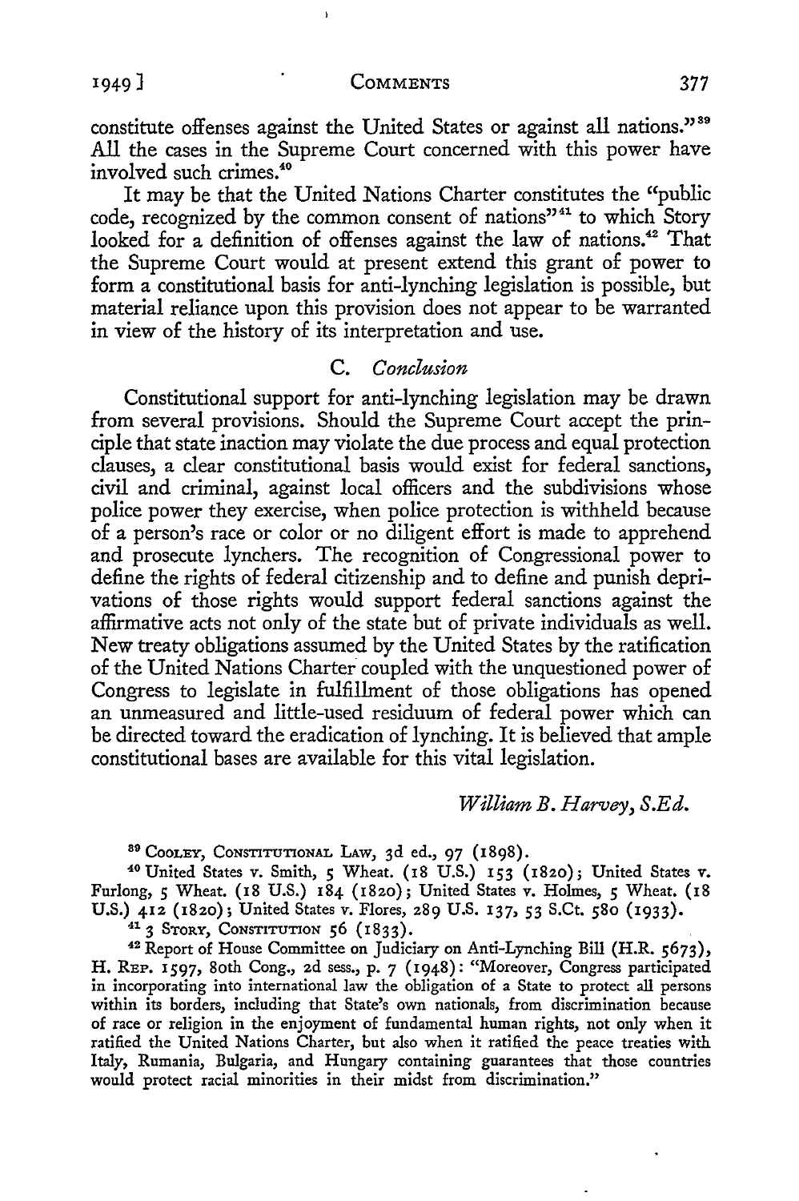constitute offenses against the United States or against all nations."[39] All the cases in the Supreme Court concerned with this power have involved such crimes.[40]

It may be that the United Nations Charter constitutes the "public code, recognized by the common consent of nations"[41] to which Story looked for a definition of offenses against the law of nations.[42] That the Supreme Court would at present extend this grant of power to form a constitutional basis for anti-lynching legislation is possible, but material reliance upon this provision does not appear to be warranted in view of the history of its interpretation and use.

### C. *Conclusion*

Constitutional support for anti-lynching legislation may be drawn from several provisions. Should the Supreme Court accept the principle that state inaction may violate the due process and equal protection clauses, a clear constitutional basis would exist for federal sanctions, civil and criminal, against local officers and the subdivisions whose police power they exercise, when police protection is withheld because of a person's race or color or no diligent effort is made to apprehend and prosecute lynchers. The recognition of Congressional power to define the rights of federal citizenship and to define and punish deprivations of those rights would support federal sanctions against the affirmative acts not only of the state but of private individuals as well. New treaty obligations assumed by the United States by the ratification of the United Nations Charter coupled with the unquestioned power of Congress to legislate in fulfillment of those obligations has opened an unmeasured and little-used residuum of federal power which can be directed toward the eradication of lynching. It is believed that ample constitutional bases are available for this vital legislation.

*William B. Harvey, S.Ed.*

[39] COOLEY, CONSTITUTIONAL LAW, 3d ed., 97 (1898).

[40] United States v. Smith, 5 Wheat. (18 U.S.) 153 (1820); United States v. Furlong, 5 Wheat. (18 U.S.) 184 (1820); United States v. Holmes, 5 Wheat. (18 U.S.) 412 (1820); United States v. Flores, 289 U.S. 137, 53 S.Ct. 580 (1933).

[41] 3 STORY, CONSTITUTION 56 (1833).

[42] Report of House Committee on Judiciary on Anti-Lynching Bill (H.R. 5673), H. REP. 1597, 80th Cong., 2d sess., p. 7 (1948): "Moreover, Congress participated in incorporating into international law the obligation of a State to protect all persons within its borders, including that State's own nationals, from discrimination because of race or religion in the enjoyment of fundamental human rights, not only when it ratified the United Nations Charter, but also when it ratified the peace treaties with Italy, Rumania, Bulgaria, and Hungary containing guarantees that those countries would protect racial minorities in their midst from discrimination."